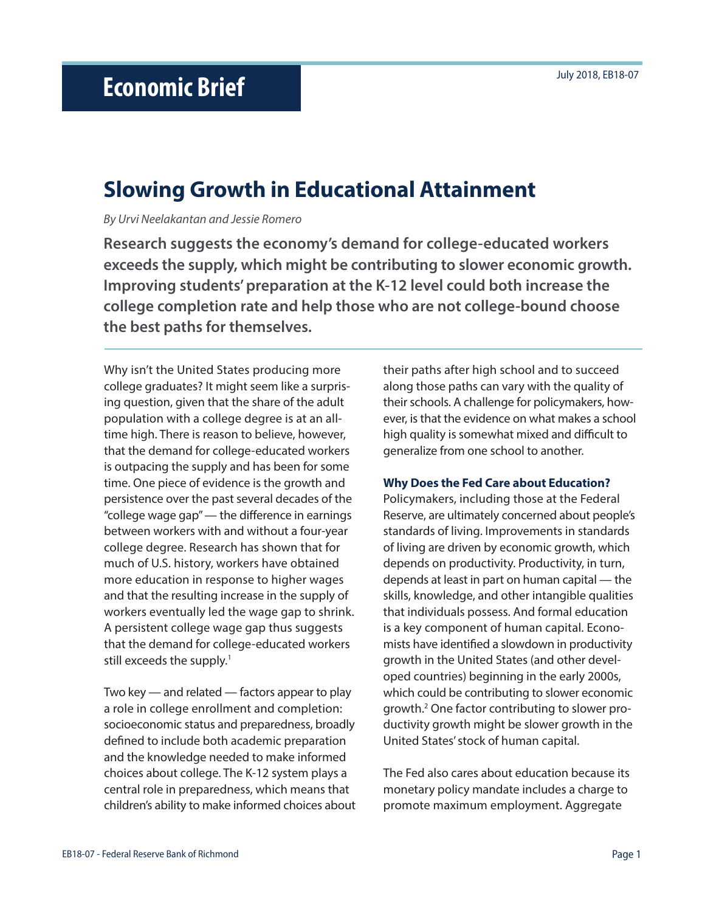# Economic Brief

July 2018, EB18-07

## Slowing Growth in Educational Attainment

*By Urvi Neelakantan and Jessie Romero*

**Research suggests the economy's demand for college-educated workers exceeds the supply, which might be contributing to slower economic growth. Improving students' preparation at the K-12 level could both increase the college completion rate and help those who are not college-bound choose the best paths for themselves.**

Why isn't the United States producing more college graduates? It might seem like a surprising question, given that the share of the adult population with a college degree is at an all-time high. There is reason to believe, however, that the demand for college-educated workers is outpacing the supply and has been for some time. One piece of evidence is the growth and persistence over the past several decades of the "college wage gap" — the difference in earnings between workers with and without a four-year college degree. Research has shown that for much of U.S. history, workers have obtained more education in response to higher wages and that the resulting increase in the supply of workers eventually led the wage gap to shrink. A persistent college wage gap thus suggests that the demand for college-educated workers still exceeds the supply.[1]

Two key — and related — factors appear to play a role in college enrollment and completion: socioeconomic status and preparedness, broadly defined to include both academic preparation and the knowledge needed to make informed choices about college. The K-12 system plays a central role in preparedness, which means that children's ability to make informed choices about their paths after high school and to succeed along those paths can vary with the quality of their schools. A challenge for policymakers, however, is that the evidence on what makes a school high quality is somewhat mixed and difficult to generalize from one school to another.

### Why Does the Fed Care about Education?

Policymakers, including those at the Federal Reserve, are ultimately concerned about people's standards of living. Improvements in standards of living are driven by economic growth, which depends on productivity. Productivity, in turn, depends at least in part on human capital — the skills, knowledge, and other intangible qualities that individuals possess. And formal education is a key component of human capital. Economists have identified a slowdown in productivity growth in the United States (and other developed countries) beginning in the early 2000s, which could be contributing to slower economic growth.[2] One factor contributing to slower productivity growth might be slower growth in the United States' stock of human capital.

The Fed also cares about education because its monetary policy mandate includes a charge to promote maximum employment. Aggregate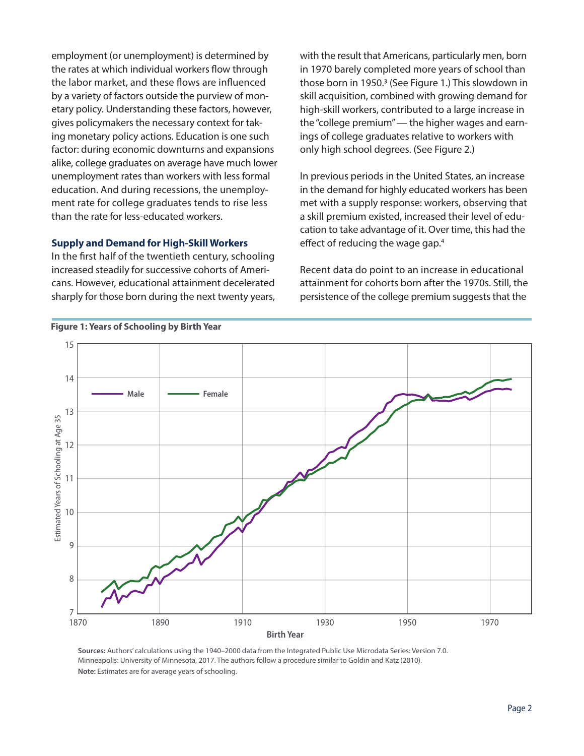employment (or unemployment) is determined by the rates at which individual workers flow through the labor market, and these flows are influenced by a variety of factors outside the purview of monetary policy. Understanding these factors, however, gives policymakers the necessary context for taking monetary policy actions. Education is one such factor: during economic downturns and expansions alike, college graduates on average have much lower unemployment rates than workers with less formal education. And during recessions, the unemployment rate for college graduates tends to rise less than the rate for less-educated workers.

### Supply and Demand for High-Skill Workers

In the first half of the twentieth century, schooling increased steadily for successive cohorts of Americans. However, educational attainment decelerated sharply for those born during the next twenty years, with the result that Americans, particularly men, born in 1970 barely completed more years of school than those born in 1950.[3] (See Figure 1.) This slowdown in skill acquisition, combined with growing demand for high-skill workers, contributed to a large increase in the "college premium"— the higher wages and earnings of college graduates relative to workers with only high school degrees. (See Figure 2.)

In previous periods in the United States, an increase in the demand for highly educated workers has been met with a supply response: workers, observing that a skill premium existed, increased their level of education to take advantage of it. Over time, this had the effect of reducing the wage gap.[4]

Recent data do point to an increase in educational attainment for cohorts born after the 1970s. Still, the persistence of the college premium suggests that the

**Figure 1: Years of Schooling by Birth Year**

**Sources:** Authors' calculations using the 1940–2000 data from the Integrated Public Use Microdata Series: Version 7.0. Minneapolis: University of Minnesota, 2017. The authors follow a procedure similar to Goldin and Katz (2010).

**Note:** Estimates are for average years of schooling.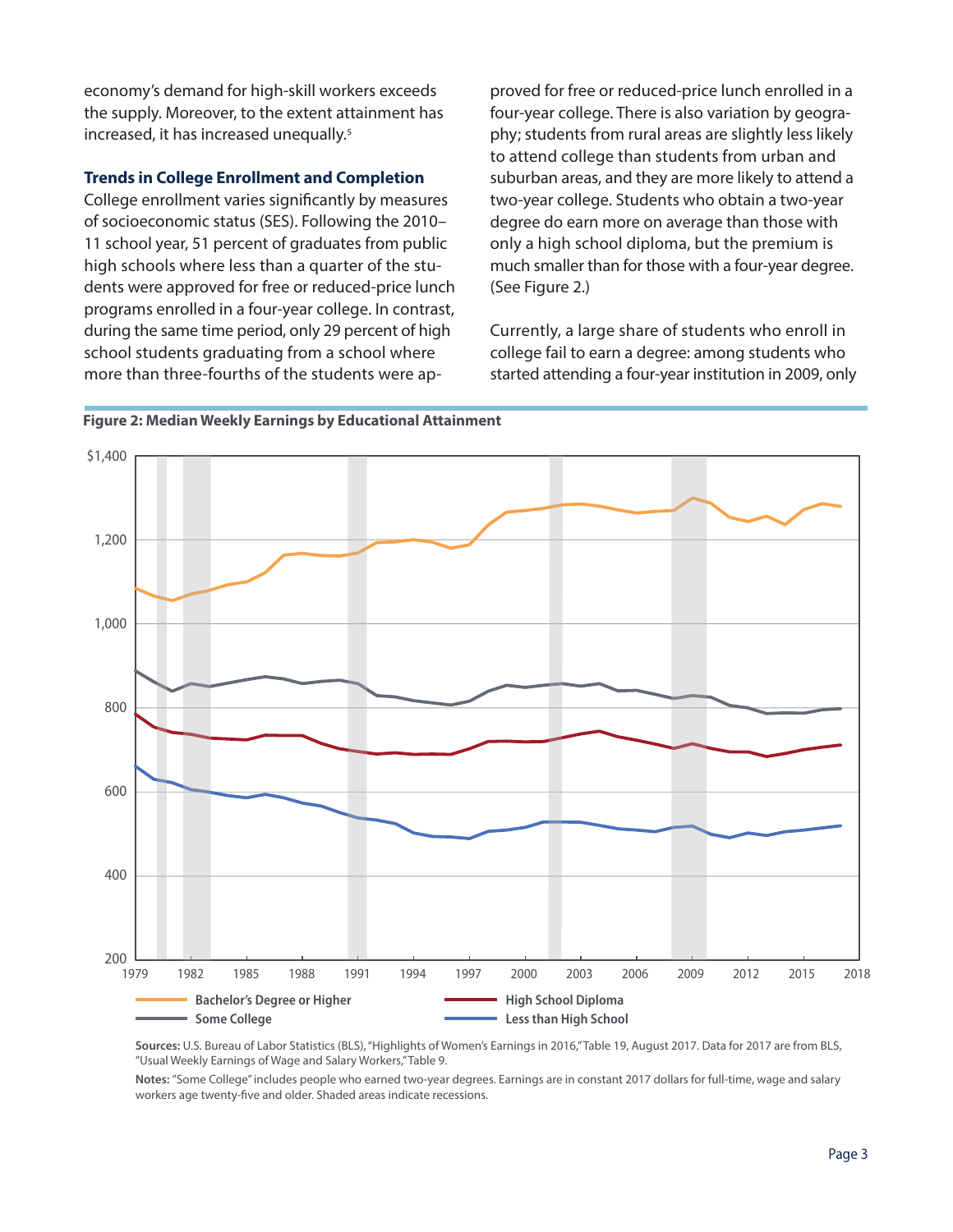economy's demand for high-skill workers exceeds the supply. Moreover, to the extent attainment has increased, it has increased unequally.[5]

### Trends in College Enrollment and Completion

College enrollment varies significantly by measures of socioeconomic status (SES). Following the 2010–11 school year, 51 percent of graduates from public high schools where less than a quarter of the students were approved for free or reduced-price lunch programs enrolled in a four-year college. In contrast, during the same time period, only 29 percent of high school students graduating from a school where more than three-fourths of the students were approved for free or reduced-price lunch enrolled in a four-year college. There is also variation by geography; students from rural areas are slightly less likely to attend college than students from urban and suburban areas, and they are more likely to attend a two-year college. Students who obtain a two-year degree do earn more on average than those with only a high school diploma, but the premium is much smaller than for those with a four-year degree. (See Figure 2.)

Currently, a large share of students who enroll in college fail to earn a degree: among students who started attending a four-year institution in 2009, only

**Figure 2: Median Weekly Earnings by Educational Attainment**

**Sources:** U.S. Bureau of Labor Statistics (BLS), "Highlights of Women's Earnings in 2016," Table 19, August 2017. Data for 2017 are from BLS, "Usual Weekly Earnings of Wage and Salary Workers," Table 9.

**Notes:** "Some College" includes people who earned two-year degrees. Earnings are in constant 2017 dollars for full-time, wage and salary workers age twenty-five and older. Shaded areas indicate recessions.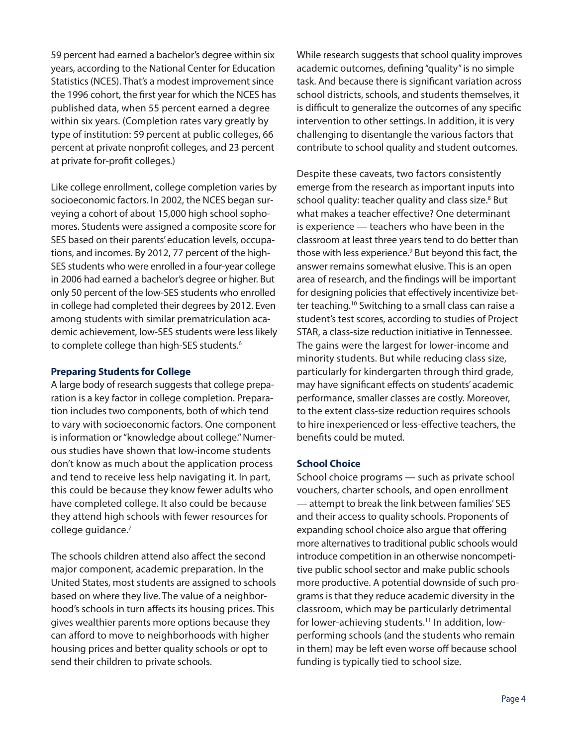59 percent had earned a bachelor's degree within six years, according to the National Center for Education Statistics (NCES). That's a modest improvement since the 1996 cohort, the first year for which the NCES has published data, when 55 percent earned a degree within six years. (Completion rates vary greatly by type of institution: 59 percent at public colleges, 66 percent at private nonprofit colleges, and 23 percent at private for-profit colleges.)

Like college enrollment, college completion varies by socioeconomic factors. In 2002, the NCES began surveying a cohort of about 15,000 high school sophomores. Students were assigned a composite score for SES based on their parents' education levels, occupations, and incomes. By 2012, 77 percent of the high-SES students who were enrolled in a four-year college in 2006 had earned a bachelor's degree or higher. But only 50 percent of the low-SES students who enrolled in college had completed their degrees by 2012. Even among students with similar prematriculation academic achievement, low-SES students were less likely to complete college than high-SES students.[6]

### Preparing Students for College

A large body of research suggests that college preparation is a key factor in college completion. Preparation includes two components, both of which tend to vary with socioeconomic factors. One component is information or "knowledge about college." Numerous studies have shown that low-income students don't know as much about the application process and tend to receive less help navigating it. In part, this could be because they know fewer adults who have completed college. It also could be because they attend high schools with fewer resources for college guidance.[7]

The schools children attend also affect the second major component, academic preparation. In the United States, most students are assigned to schools based on where they live. The value of a neighborhood's schools in turn affects its housing prices. This gives wealthier parents more options because they can afford to move to neighborhoods with higher housing prices and better quality schools or opt to send their children to private schools.

While research suggests that school quality improves academic outcomes, defining "quality" is no simple task. And because there is significant variation across school districts, schools, and students themselves, it is difficult to generalize the outcomes of any specific intervention to other settings. In addition, it is very challenging to disentangle the various factors that contribute to school quality and student outcomes.

Despite these caveats, two factors consistently emerge from the research as important inputs into school quality: teacher quality and class size.[8] But what makes a teacher effective? One determinant is experience — teachers who have been in the classroom at least three years tend to do better than those with less experience.[9] But beyond this fact, the answer remains somewhat elusive. This is an open area of research, and the findings will be important for designing policies that effectively incentivize better teaching.[10] Switching to a small class can raise a student's test scores, according to studies of Project STAR, a class-size reduction initiative in Tennessee. The gains were the largest for lower-income and minority students. But while reducing class size, particularly for kindergarten through third grade, may have significant effects on students' academic performance, smaller classes are costly. Moreover, to the extent class-size reduction requires schools to hire inexperienced or less-effective teachers, the benefits could be muted.

### School Choice

School choice programs — such as private school vouchers, charter schools, and open enrollment — attempt to break the link between families' SES and their access to quality schools. Proponents of expanding school choice also argue that offering more alternatives to traditional public schools would introduce competition in an otherwise noncompetitive public school sector and make public schools more productive. A potential downside of such programs is that they reduce academic diversity in the classroom, which may be particularly detrimental for lower-achieving students.[11] In addition, low-performing schools (and the students who remain in them) may be left even worse off because school funding is typically tied to school size.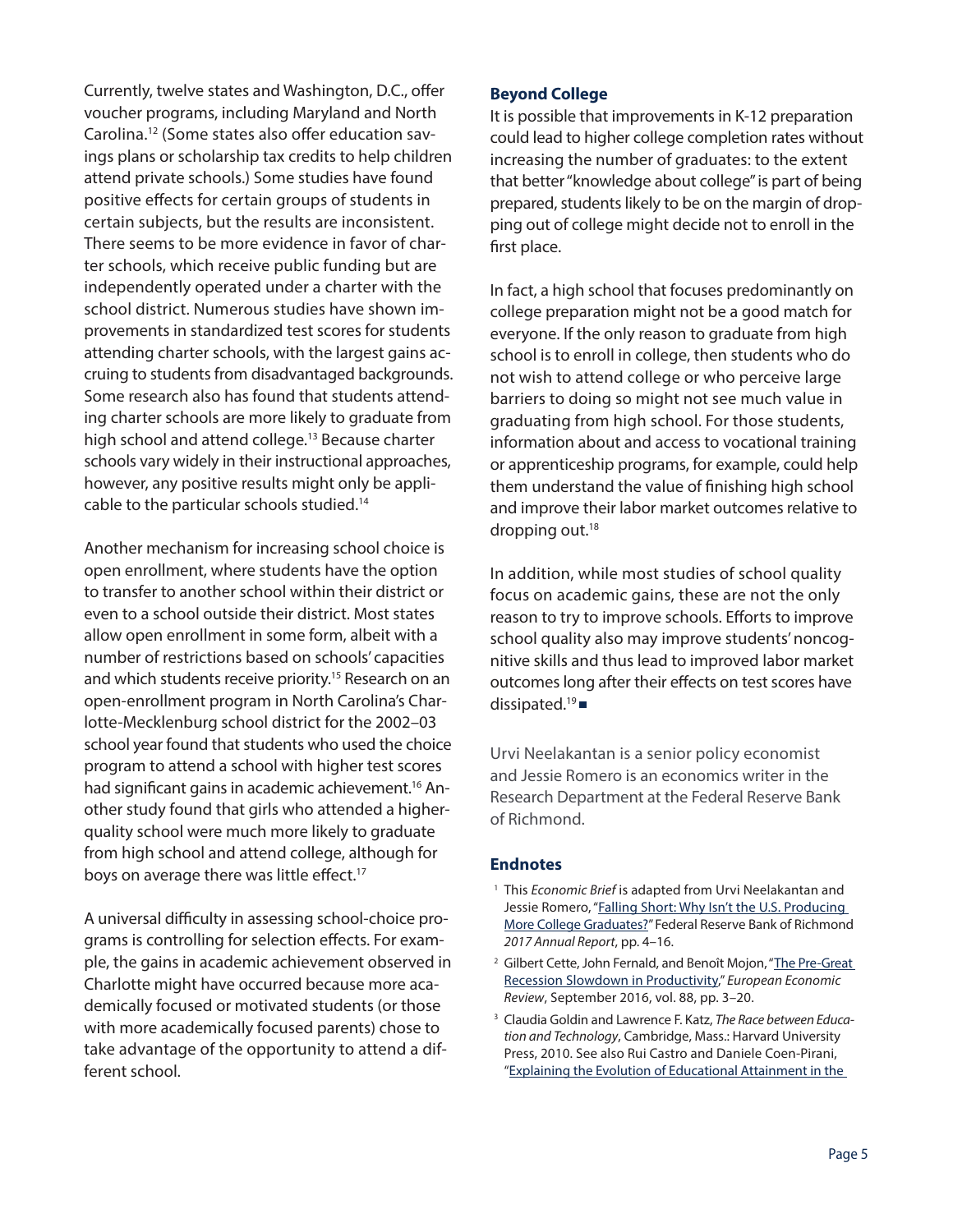Currently, twelve states and Washington, D.C., offer voucher programs, including Maryland and North Carolina.[12] (Some states also offer education savings plans or scholarship tax credits to help children attend private schools.) Some studies have found positive effects for certain groups of students in certain subjects, but the results are inconsistent. There seems to be more evidence in favor of charter schools, which receive public funding but are independently operated under a charter with the school district. Numerous studies have shown improvements in standardized test scores for students attending charter schools, with the largest gains accruing to students from disadvantaged backgrounds. Some research also has found that students attending charter schools are more likely to graduate from high school and attend college.[13] Because charter schools vary widely in their instructional approaches, however, any positive results might only be applicable to the particular schools studied.[14]

Another mechanism for increasing school choice is open enrollment, where students have the option to transfer to another school within their district or even to a school outside their district. Most states allow open enrollment in some form, albeit with a number of restrictions based on schools' capacities and which students receive priority.[15] Research on an open-enrollment program in North Carolina's Charlotte-Mecklenburg school district for the 2002–03 school year found that students who used the choice program to attend a school with higher test scores had significant gains in academic achievement.[16] Another study found that girls who attended a higher-quality school were much more likely to graduate from high school and attend college, although for boys on average there was little effect.[17]

A universal difficulty in assessing school-choice programs is controlling for selection effects. For example, the gains in academic achievement observed in Charlotte might have occurred because more academically focused or motivated students (or those with more academically focused parents) chose to take advantage of the opportunity to attend a different school.

## Beyond College

It is possible that improvements in K-12 preparation could lead to higher college completion rates without increasing the number of graduates: to the extent that better "knowledge about college" is part of being prepared, students likely to be on the margin of dropping out of college might decide not to enroll in the first place.

In fact, a high school that focuses predominantly on college preparation might not be a good match for everyone. If the only reason to graduate from high school is to enroll in college, then students who do not wish to attend college or who perceive large barriers to doing so might not see much value in graduating from high school. For those students, information about and access to vocational training or apprenticeship programs, for example, could help them understand the value of finishing high school and improve their labor market outcomes relative to dropping out.[18]

In addition, while most studies of school quality focus on academic gains, these are not the only reason to try to improve schools. Efforts to improve school quality also may improve students' noncognitive skills and thus lead to improved labor market outcomes long after their effects on test scores have dissipated.[19] ■

Urvi Neelakantan is a senior policy economist and Jessie Romero is an economics writer in the Research Department at the Federal Reserve Bank of Richmond.

## Endnotes

1. This *Economic Brief* is adapted from Urvi Neelakantan and Jessie Romero, "Falling Short: Why Isn't the U.S. Producing More College Graduates?" Federal Reserve Bank of Richmond *2017 Annual Report*, pp. 4–16.
2. Gilbert Cette, John Fernald, and Benoît Mojon, "The Pre-Great Recession Slowdown in Productivity," *European Economic Review*, September 2016, vol. 88, pp. 3–20.
3. Claudia Goldin and Lawrence F. Katz, *The Race between Education and Technology*, Cambridge, Mass.: Harvard University Press, 2010. See also Rui Castro and Daniele Coen-Pirani, "Explaining the Evolution of Educational Attainment in the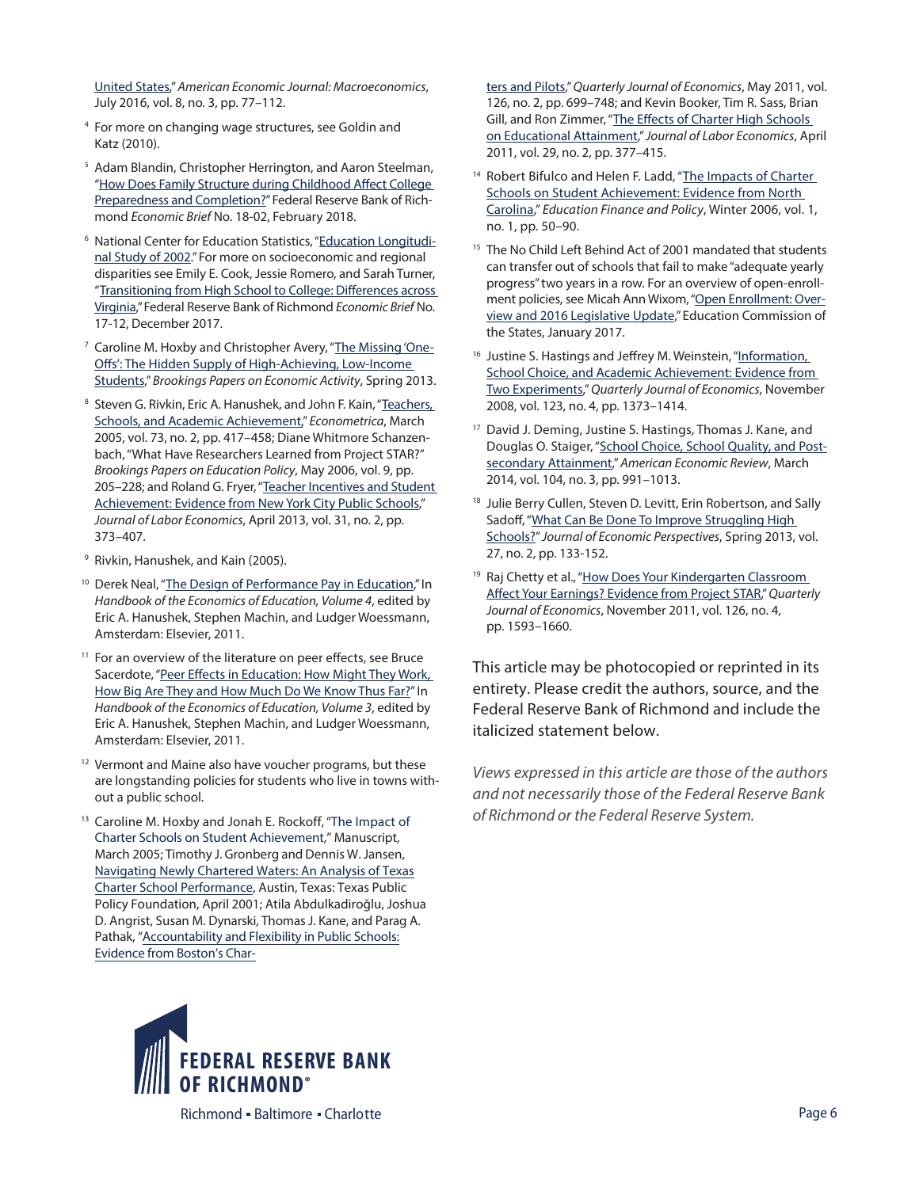United States," *American Economic Journal: Macroeconomics*, July 2016, vol. 8, no. 3, pp. 77–112.

[4] For more on changing wage structures, see Goldin and Katz (2010).

[5] Adam Blandin, Christopher Herrington, and Aaron Steelman, "How Does Family Structure during Childhood Affect College Preparedness and Completion?" Federal Reserve Bank of Richmond *Economic Brief* No. 18-02, February 2018.

[6] National Center for Education Statistics, "Education Longitudinal Study of 2002." For more on socioeconomic and regional disparities see Emily E. Cook, Jessie Romero, and Sarah Turner, "Transitioning from High School to College: Differences across Virginia," Federal Reserve Bank of Richmond *Economic Brief* No. 17-12, December 2017.

[7] Caroline M. Hoxby and Christopher Avery, "The Missing 'One-Offs': The Hidden Supply of High-Achieving, Low-Income Students," *Brookings Papers on Economic Activity*, Spring 2013.

[8] Steven G. Rivkin, Eric A. Hanushek, and John F. Kain, "Teachers, Schools, and Academic Achievement," *Econometrica*, March 2005, vol. 73, no. 2, pp. 417–458; Diane Whitmore Schanzenbach, "What Have Researchers Learned from Project STAR?" *Brookings Papers on Education Policy*, May 2006, vol. 9, pp. 205–228; and Roland G. Fryer, "Teacher Incentives and Student Achievement: Evidence from New York City Public Schools," *Journal of Labor Economics*, April 2013, vol. 31, no. 2, pp. 373–407.

[9] Rivkin, Hanushek, and Kain (2005).

[10] Derek Neal, "The Design of Performance Pay in Education," In *Handbook of the Economics of Education, Volume 4*, edited by Eric A. Hanushek, Stephen Machin, and Ludger Woessmann, Amsterdam: Elsevier, 2011.

[11] For an overview of the literature on peer effects, see Bruce Sacerdote, "Peer Effects in Education: How Might They Work, How Big Are They and How Much Do We Know Thus Far?" In *Handbook of the Economics of Education, Volume 3*, edited by Eric A. Hanushek, Stephen Machin, and Ludger Woessmann, Amsterdam: Elsevier, 2011.

[12] Vermont and Maine also have voucher programs, but these are longstanding policies for students who live in towns without a public school.

[13] Caroline M. Hoxby and Jonah E. Rockoff, "The Impact of Charter Schools on Student Achievement," Manuscript, March 2005; Timothy J. Gronberg and Dennis W. Jansen, Navigating Newly Chartered Waters: An Analysis of Texas Charter School Performance, Austin, Texas: Texas Public Policy Foundation, April 2001; Atila Abdulkadiroğlu, Joshua D. Angrist, Susan M. Dynarski, Thomas J. Kane, and Parag A. Pathak, "Accountability and Flexibility in Public Schools: Evidence from Boston's Charters and Pilots," *Quarterly Journal of Economics*, May 2011, vol. 126, no. 2, pp. 699–748; and Kevin Booker, Tim R. Sass, Brian Gill, and Ron Zimmer, "The Effects of Charter High Schools on Educational Attainment," *Journal of Labor Economics*, April 2011, vol. 29, no. 2, pp. 377–415.

[14] Robert Bifulco and Helen F. Ladd, "The Impacts of Charter Schools on Student Achievement: Evidence from North Carolina," *Education Finance and Policy*, Winter 2006, vol. 1, no. 1, pp. 50–90.

[15] The No Child Left Behind Act of 2001 mandated that students can transfer out of schools that fail to make "adequate yearly progress" two years in a row. For an overview of open-enrollment policies, see Micah Ann Wixom, "Open Enrollment: Overview and 2016 Legislative Update," Education Commission of the States, January 2017.

[16] Justine S. Hastings and Jeffrey M. Weinstein, "Information, School Choice, and Academic Achievement: Evidence from Two Experiments," *Quarterly Journal of Economics*, November 2008, vol. 123, no. 4, pp. 1373–1414.

[17] David J. Deming, Justine S. Hastings, Thomas J. Kane, and Douglas O. Staiger, "School Choice, School Quality, and Postsecondary Attainment," *American Economic Review*, March 2014, vol. 104, no. 3, pp. 991–1013.

[18] Julie Berry Cullen, Steven D. Levitt, Erin Robertson, and Sally Sadoff, "What Can Be Done To Improve Struggling High Schools?" *Journal of Economic Perspectives*, Spring 2013, vol. 27, no. 2, pp. 133-152.

[19] Raj Chetty et al., "How Does Your Kindergarten Classroom Affect Your Earnings? Evidence from Project STAR," *Quarterly Journal of Economics*, November 2011, vol. 126, no. 4, pp. 1593–1660.

This article may be photocopied or reprinted in its entirety. Please credit the authors, source, and the Federal Reserve Bank of Richmond and include the italicized statement below.

*Views expressed in this article are those of the authors and not necessarily those of the Federal Reserve Bank of Richmond or the Federal Reserve System.*

FEDERAL RESERVE BANK OF RICHMOND®

Richmond ▪ Baltimore ▪ Charlotte